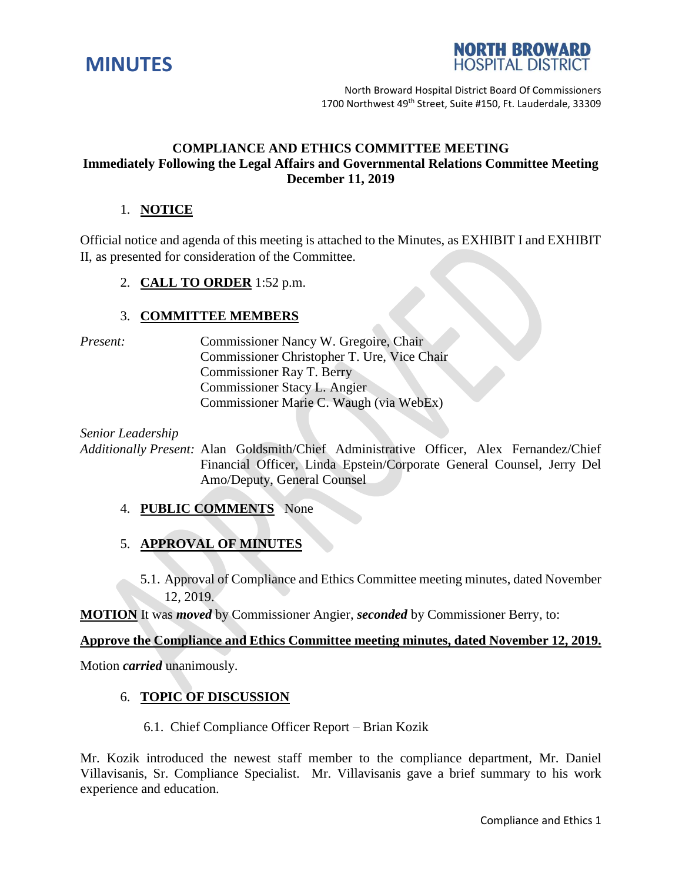# MINUTES

**NORTH BROWARD HOSPITAL DISTRICT**

North Broward Hospital District Board Of Commissioners
1700 Northwest 49th Street, Suite #150, Ft. Lauderdale, 33309

**COMPLIANCE AND ETHICS COMMITTEE MEETING**
**Immediately Following the Legal Affairs and Governmental Relations Committee Meeting**
**December 11, 2019**

1. **NOTICE**

Official notice and agenda of this meeting is attached to the Minutes, as EXHIBIT I and EXHIBIT II, as presented for consideration of the Committee.

2. **CALL TO ORDER** 1:52 p.m.

3. **COMMITTEE MEMBERS**

*Present:*
Commissioner Nancy W. Gregoire, Chair
Commissioner Christopher T. Ure, Vice Chair
Commissioner Ray T. Berry
Commissioner Stacy L. Angier
Commissioner Marie C. Waugh (via WebEx)

*Senior Leadership*
*Additionally Present:* Alan Goldsmith/Chief Administrative Officer, Alex Fernandez/Chief Financial Officer, Linda Epstein/Corporate General Counsel, Jerry Del Amo/Deputy, General Counsel

4. **PUBLIC COMMENTS** None

5. **APPROVAL OF MINUTES**

5.1. Approval of Compliance and Ethics Committee meeting minutes, dated November 12, 2019.

**MOTION** It was ***moved*** by Commissioner Angier, ***seconded*** by Commissioner Berry, to:

**Approve the Compliance and Ethics Committee meeting minutes, dated November 12, 2019.**

Motion ***carried*** unanimously.

6. **TOPIC OF DISCUSSION**

6.1. Chief Compliance Officer Report – Brian Kozik

Mr. Kozik introduced the newest staff member to the compliance department, Mr. Daniel Villavisanis, Sr. Compliance Specialist. Mr. Villavisanis gave a brief summary to his work experience and education.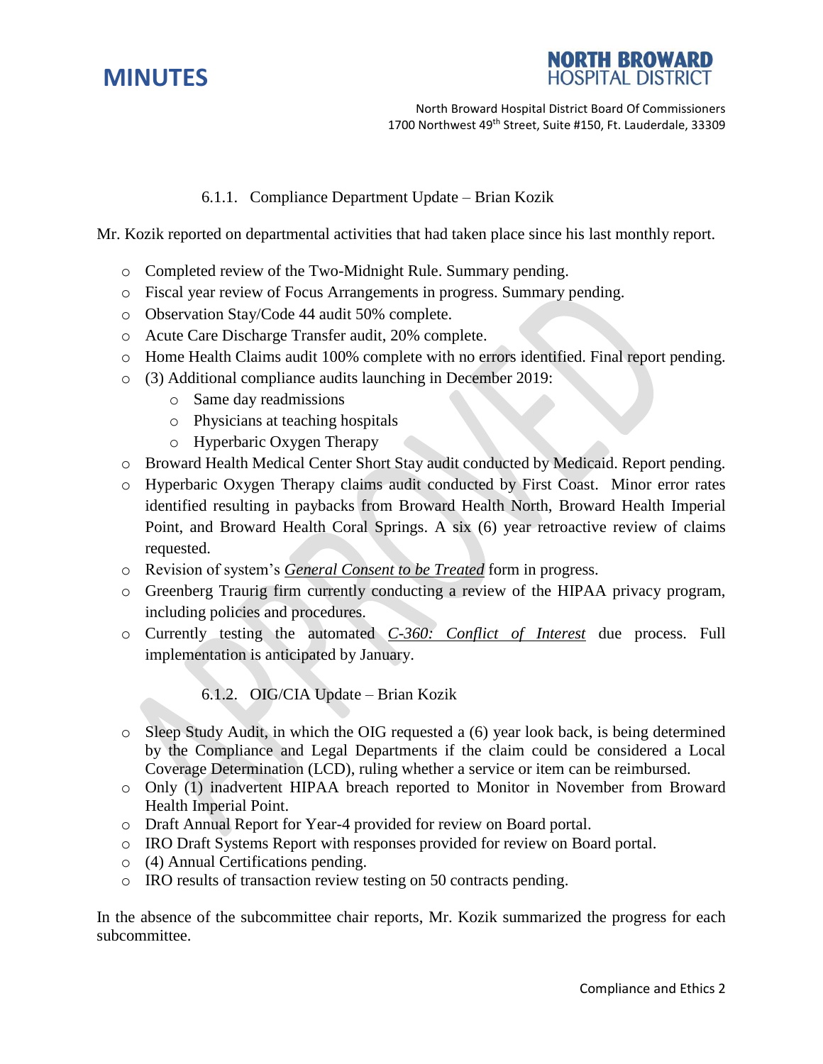#### 6.1.1. Compliance Department Update – Brian Kozik

Mr. Kozik reported on departmental activities that had taken place since his last monthly report.

- Completed review of the Two-Midnight Rule. Summary pending.
- Fiscal year review of Focus Arrangements in progress. Summary pending.
- Observation Stay/Code 44 audit 50% complete.
- Acute Care Discharge Transfer audit, 20% complete.
- Home Health Claims audit 100% complete with no errors identified. Final report pending.
- (3) Additional compliance audits launching in December 2019:
  - Same day readmissions
  - Physicians at teaching hospitals
  - Hyperbaric Oxygen Therapy
- Broward Health Medical Center Short Stay audit conducted by Medicaid. Report pending.
- Hyperbaric Oxygen Therapy claims audit conducted by First Coast. Minor error rates identified resulting in paybacks from Broward Health North, Broward Health Imperial Point, and Broward Health Coral Springs. A six (6) year retroactive review of claims requested.
- Revision of system's *General Consent to be Treated* form in progress.
- Greenberg Traurig firm currently conducting a review of the HIPAA privacy program, including policies and procedures.
- Currently testing the automated *C-360: Conflict of Interest* due process. Full implementation is anticipated by January.

#### 6.1.2. OIG/CIA Update – Brian Kozik

- Sleep Study Audit, in which the OIG requested a (6) year look back, is being determined by the Compliance and Legal Departments if the claim could be considered a Local Coverage Determination (LCD), ruling whether a service or item can be reimbursed.
- Only (1) inadvertent HIPAA breach reported to Monitor in November from Broward Health Imperial Point.
- Draft Annual Report for Year-4 provided for review on Board portal.
- IRO Draft Systems Report with responses provided for review on Board portal.
- (4) Annual Certifications pending.
- IRO results of transaction review testing on 50 contracts pending.

In the absence of the subcommittee chair reports, Mr. Kozik summarized the progress for each subcommittee.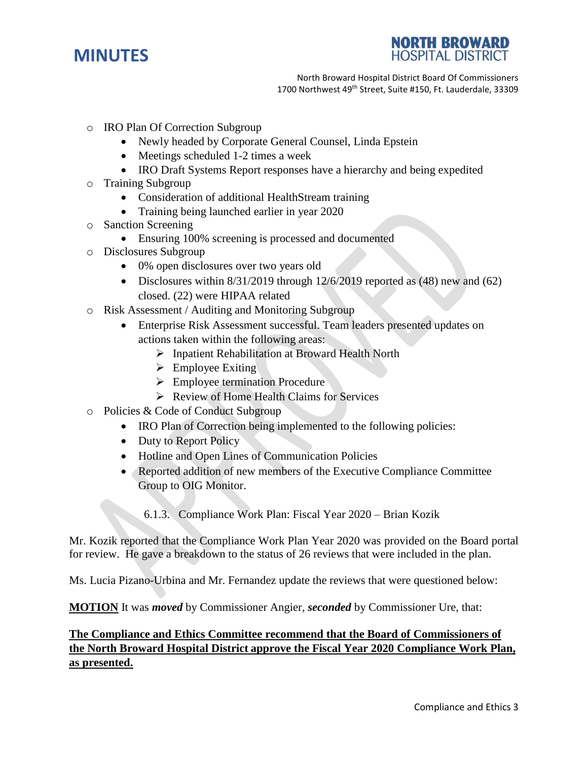- IRO Plan Of Correction Subgroup
  - Newly headed by Corporate General Counsel, Linda Epstein
  - Meetings scheduled 1-2 times a week
  - IRO Draft Systems Report responses have a hierarchy and being expedited
- Training Subgroup
  - Consideration of additional HealthStream training
  - Training being launched earlier in year 2020
- Sanction Screening
  - Ensuring 100% screening is processed and documented
- Disclosures Subgroup
  - 0% open disclosures over two years old
  - Disclosures within 8/31/2019 through 12/6/2019 reported as (48) new and (62) closed. (22) were HIPAA related
- Risk Assessment / Auditing and Monitoring Subgroup
  - Enterprise Risk Assessment successful. Team leaders presented updates on actions taken within the following areas:
    - Inpatient Rehabilitation at Broward Health North
    - Employee Exiting
    - Employee termination Procedure
    - Review of Home Health Claims for Services
- Policies & Code of Conduct Subgroup
  - IRO Plan of Correction being implemented to the following policies:
  - Duty to Report Policy
  - Hotline and Open Lines of Communication Policies
  - Reported addition of new members of the Executive Compliance Committee Group to OIG Monitor.

6.1.3. Compliance Work Plan: Fiscal Year 2020 – Brian Kozik

Mr. Kozik reported that the Compliance Work Plan Year 2020 was provided on the Board portal for review. He gave a breakdown to the status of 26 reviews that were included in the plan.

Ms. Lucia Pizano-Urbina and Mr. Fernandez update the reviews that were questioned below:

**MOTION** It was ***moved*** by Commissioner Angier, ***seconded*** by Commissioner Ure, that:

**The Compliance and Ethics Committee recommend that the Board of Commissioners of the North Broward Hospital District approve the Fiscal Year 2020 Compliance Work Plan, as presented.**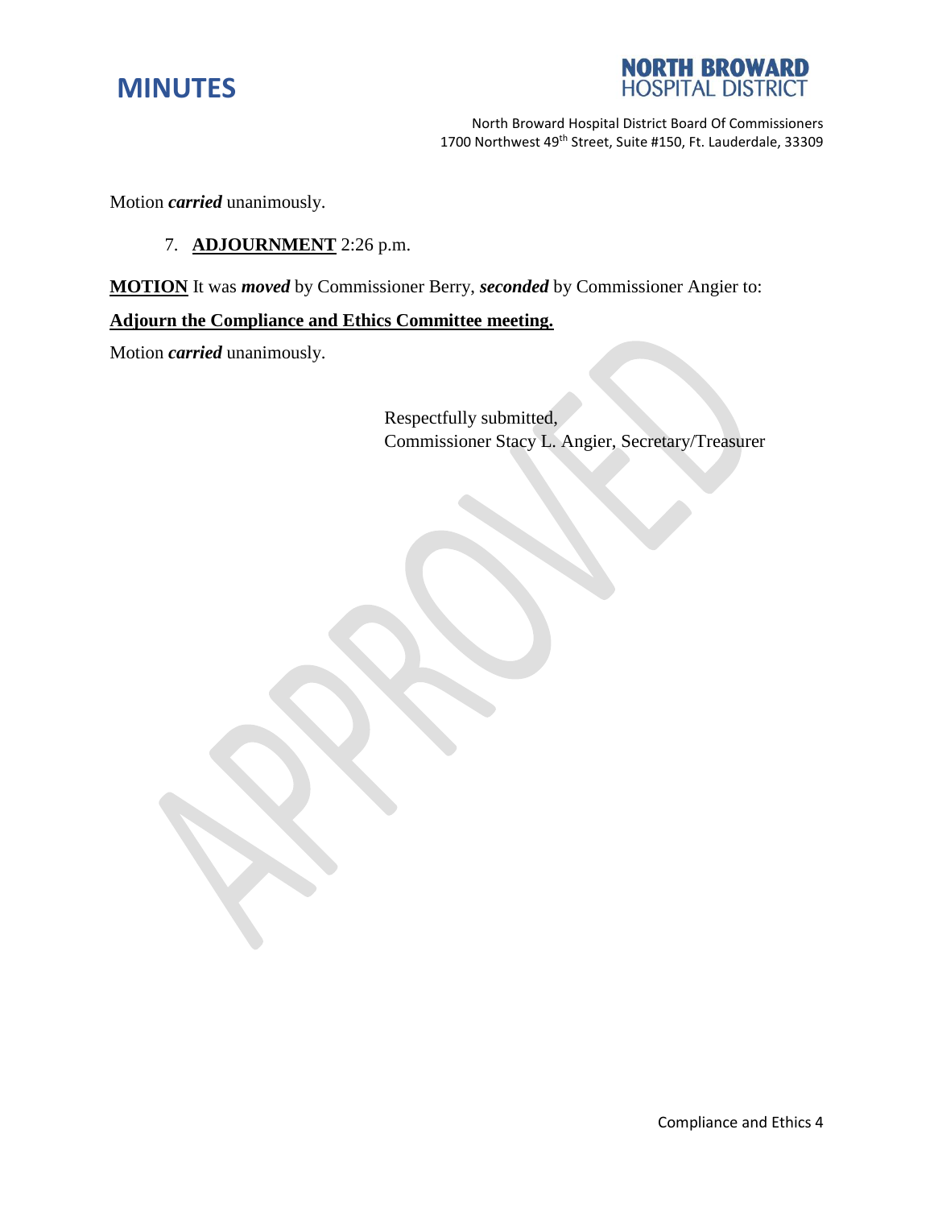Motion ***carried*** unanimously.

7. **ADJOURNMENT** 2:26 p.m.

**MOTION** It was ***moved*** by Commissioner Berry, ***seconded*** by Commissioner Angier to:

**Adjourn the Compliance and Ethics Committee meeting.**

Motion ***carried*** unanimously.

Respectfully submitted,
Commissioner Stacy L. Angier, Secretary/Treasurer